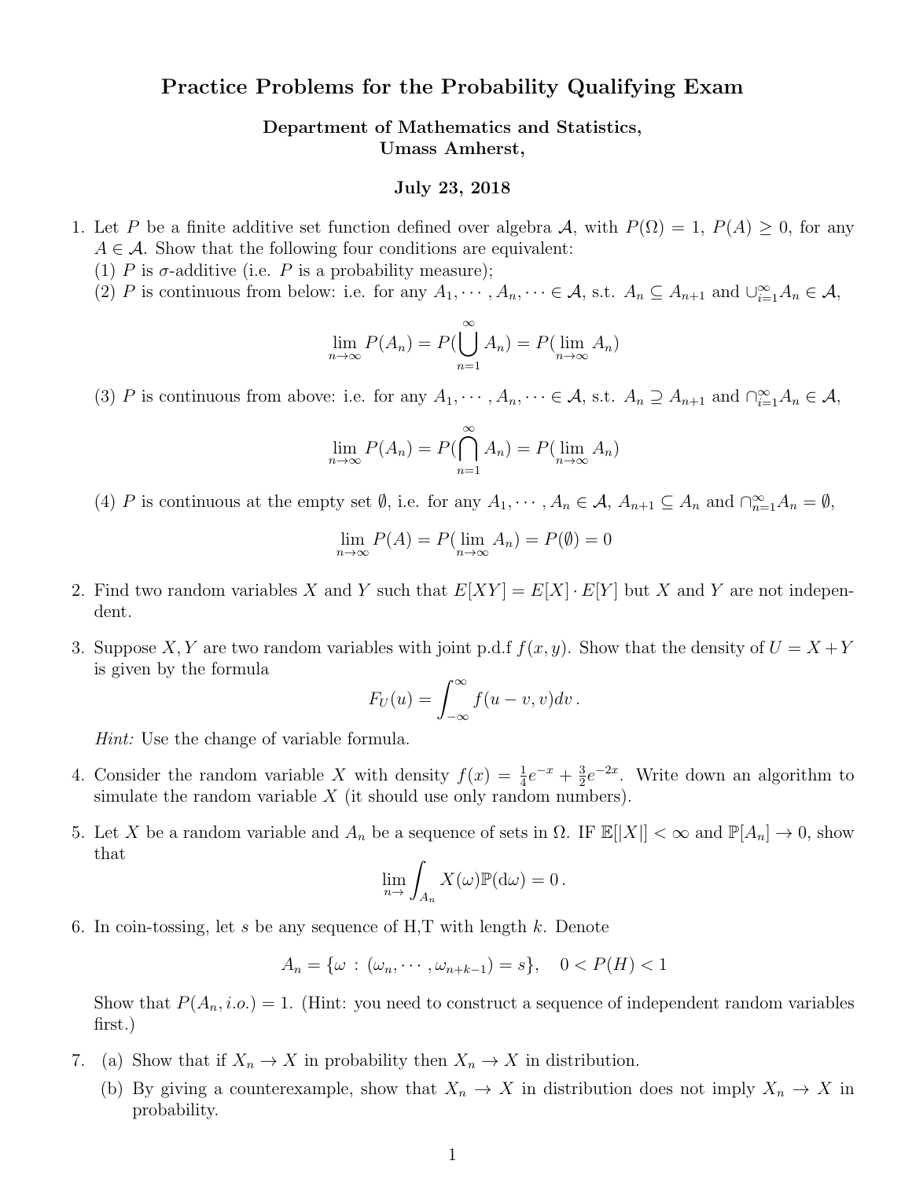# Practice Problems for the Probability Qualifying Exam

**Department of Mathematics and Statistics, Umass Amherst,**

**July 23, 2018**

1. Let $P$ be a finite additive set function defined over algebra $\mathcal{A}$, with $P(\Omega) = 1$, $P(A) \geq 0$, for any $A \in \mathcal{A}$. Show that the following four conditions are equivalent:
   (1) $P$ is $\sigma$-additive (i.e. $P$ is a probability measure);
   (2) $P$ is continuous from below: i.e. for any $A_1, \cdots, A_n, \cdots \in \mathcal{A}$, s.t. $A_n \subseteq A_{n+1}$ and $\cup_{i=1}^{\infty} A_n \in \mathcal{A}$,

   $$\lim_{n\to\infty} P(A_n) = P(\bigcup_{n=1}^{\infty} A_n) = P(\lim_{n\to\infty} A_n)$$

   (3) $P$ is continuous from above: i.e. for any $A_1, \cdots, A_n, \cdots \in \mathcal{A}$, s.t. $A_n \supseteq A_{n+1}$ and $\cap_{i=1}^{\infty} A_n \in \mathcal{A}$,

   $$\lim_{n\to\infty} P(A_n) = P(\bigcap_{n=1}^{\infty} A_n) = P(\lim_{n\to\infty} A_n)$$

   (4) $P$ is continuous at the empty set $\emptyset$, i.e. for any $A_1, \cdots, A_n \in \mathcal{A}$, $A_{n+1} \subseteq A_n$ and $\cap_{n=1}^{\infty} A_n = \emptyset$,

   $$\lim_{n\to\infty} P(A) = P(\lim_{n\to\infty} A_n) = P(\emptyset) = 0$$

2. Find two random variables $X$ and $Y$ such that $E[XY] = E[X] \cdot E[Y]$ but $X$ and $Y$ are not independent.

3. Suppose $X, Y$ are two random variables with joint p.d.f $f(x, y)$. Show that the density of $U = X + Y$ is given by the formula

   $$F_U(u) = \int_{-\infty}^{\infty} f(u - v, v) dv\,.$$

   *Hint:* Use the change of variable formula.

4. Consider the random variable $X$ with density $f(x) = \frac{1}{4}e^{-x} + \frac{3}{2}e^{-2x}$. Write down an algorithm to simulate the random variable $X$ (it should use only random numbers).

5. Let $X$ be a random variable and $A_n$ be a sequence of sets in $\Omega$. IF $\mathbb{E}[|X|] < \infty$ and $\mathbb{P}[A_n] \to 0$, show that

   $$\lim_{n\to} \int_{A_n} X(\omega)\mathbb{P}(\mathrm{d}\omega) = 0\,.$$

6. In coin-tossing, let $s$ be any sequence of H,T with length $k$. Denote

   $$A_n = \{\omega \,:\, (\omega_n, \cdots, \omega_{n+k-1}) = s\}, \quad 0 < P(H) < 1$$

   Show that $P(A_n, i.o.) = 1$. (Hint: you need to construct a sequence of independent random variables first.)

7. (a) Show that if $X_n \to X$ in probability then $X_n \to X$ in distribution.
   (b) By giving a counterexample, show that $X_n \to X$ in distribution does not imply $X_n \to X$ in probability.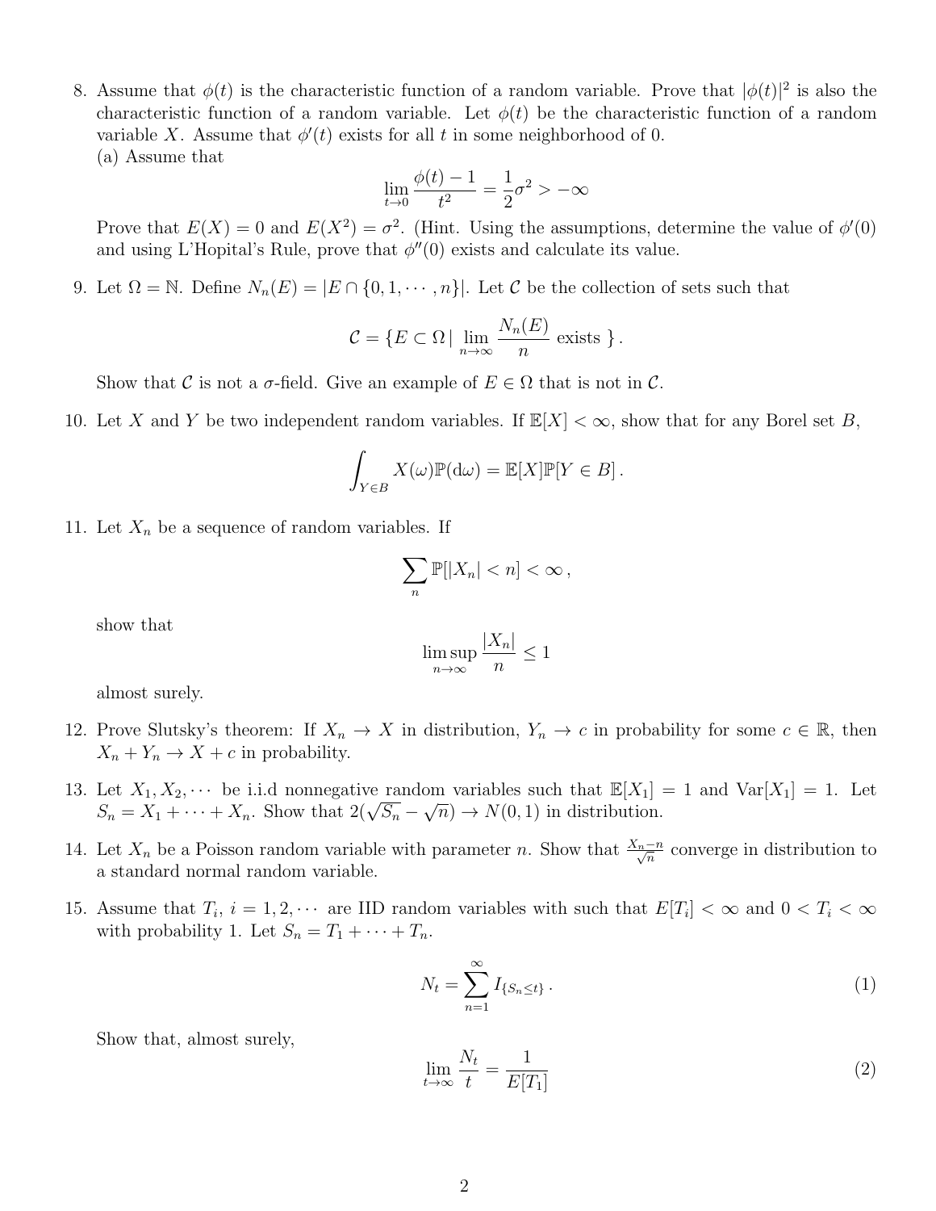8. Assume that $\phi(t)$ is the characteristic function of a random variable. Prove that $|\phi(t)|^2$ is also the characteristic function of a random variable. Let $\phi(t)$ be the characteristic function of a random variable $X$. Assume that $\phi'(t)$ exists for all $t$ in some neighborhood of 0.

   (a) Assume that

$$\lim_{t \to 0} \frac{\phi(t) - 1}{t^2} = \frac{1}{2}\sigma^2 > -\infty$$

   Prove that $E(X) = 0$ and $E(X^2) = \sigma^2$. (Hint. Using the assumptions, determine the value of $\phi'(0)$ and using L'Hopital's Rule, prove that $\phi''(0)$ exists and calculate its value.

9. Let $\Omega = \mathbb{N}$. Define $N_n(E) = |E \cap \{0, 1, \cdots, n\}|$. Let $\mathcal{C}$ be the collection of sets such that

$$\mathcal{C} = \{E \subset \Omega \mid \lim_{n \to \infty} \frac{N_n(E)}{n} \text{ exists } \}.$$

   Show that $\mathcal{C}$ is not a $\sigma$-field. Give an example of $E \in \Omega$ that is not in $\mathcal{C}$.

10. Let $X$ and $Y$ be two independent random variables. If $\mathbb{E}[X] < \infty$, show that for any Borel set $B$,

$$\int_{Y \in B} X(\omega) \mathbb{P}(\mathrm{d}\omega) = \mathbb{E}[X] \mathbb{P}[Y \in B].$$

11. Let $X_n$ be a sequence of random variables. If

$$\sum_n \mathbb{P}[|X_n| < n] < \infty,$$

    show that

$$\limsup_{n \to \infty} \frac{|X_n|}{n} \leq 1$$

    almost surely.

12. Prove Slutsky's theorem: If $X_n \to X$ in distribution, $Y_n \to c$ in probability for some $c \in \mathbb{R}$, then $X_n + Y_n \to X + c$ in probability.

13. Let $X_1, X_2, \cdots$ be i.i.d nonnegative random variables such that $\mathbb{E}[X_1] = 1$ and $\text{Var}[X_1] = 1$. Let $S_n = X_1 + \cdots + X_n$. Show that $2(\sqrt{S_n} - \sqrt{n}) \to N(0, 1)$ in distribution.

14. Let $X_n$ be a Poisson random variable with parameter $n$. Show that $\frac{X_n - n}{\sqrt{n}}$ converge in distribution to a standard normal random variable.

15. Assume that $T_i$, $i = 1, 2, \cdots$ are IID random variables with such that $E[T_i] < \infty$ and $0 < T_i < \infty$ with probability 1. Let $S_n = T_1 + \cdots + T_n$.

$$N_t = \sum_{n=1}^{\infty} I_{\{S_n \leq t\}}. \tag{1}$$

    Show that, almost surely,

$$\lim_{t \to \infty} \frac{N_t}{t} = \frac{1}{E[T_1]} \tag{2}$$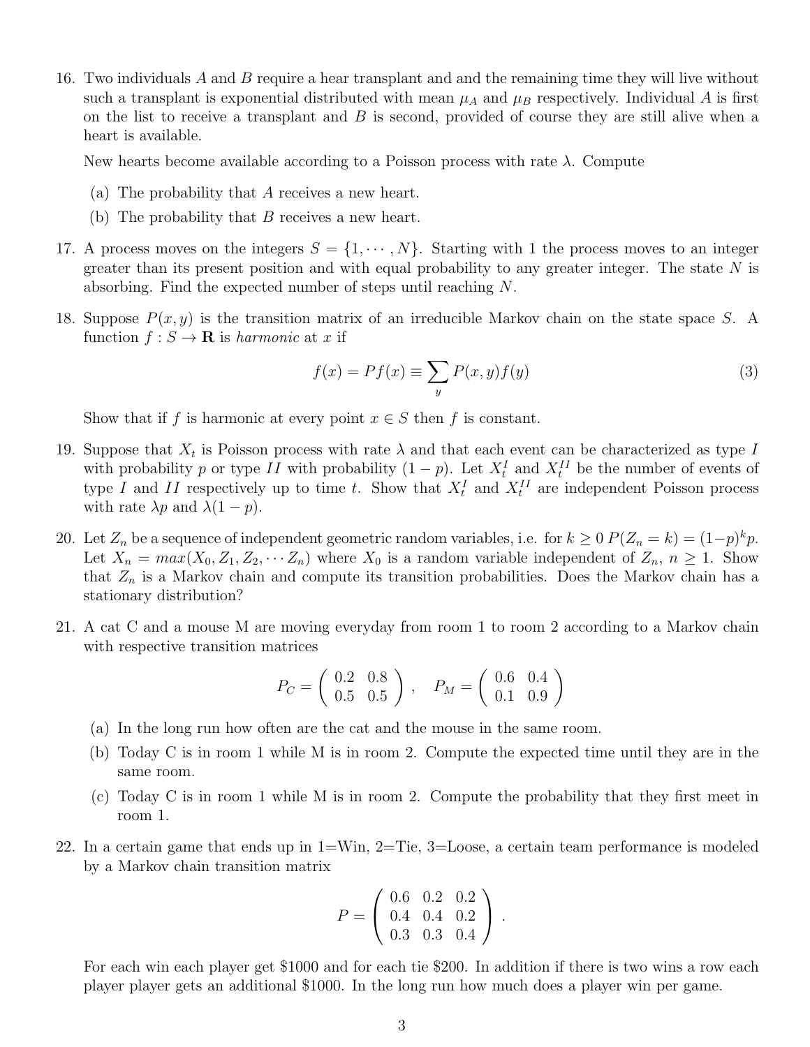16. Two individuals $A$ and $B$ require a hear transplant and and the remaining time they will live without such a transplant is exponential distributed with mean $\mu_A$ and $\mu_B$ respectively. Individual $A$ is first on the list to receive a transplant and $B$ is second, provided of course they are still alive when a heart is available.

    New hearts become available according to a Poisson process with rate $\lambda$. Compute

    (a) The probability that $A$ receives a new heart.

    (b) The probability that $B$ receives a new heart.

17. A process moves on the integers $S = \{1, \cdots, N\}$. Starting with 1 the process moves to an integer greater than its present position and with equal probability to any greater integer. The state $N$ is absorbing. Find the expected number of steps until reaching $N$.

18. Suppose $P(x, y)$ is the transition matrix of an irreducible Markov chain on the state space $S$. A function $f : S \to \mathbf{R}$ is *harmonic* at $x$ if

$$f(x) = Pf(x) \equiv \sum_y P(x, y) f(y) \tag{3}$$

    Show that if $f$ is harmonic at every point $x \in S$ then $f$ is constant.

19. Suppose that $X_t$ is Poisson process with rate $\lambda$ and that each event can be characterized as type $I$ with probability $p$ or type $II$ with probability $(1-p)$. Let $X_t^I$ and $X_t^{II}$ be the number of events of type $I$ and $II$ respectively up to time $t$. Show that $X_t^I$ and $X_t^{II}$ are independent Poisson process with rate $\lambda p$ and $\lambda(1-p)$.

20. Let $Z_n$ be a sequence of independent geometric random variables, i.e. for $k \geq 0$ $P(Z_n = k) = (1-p)^k p$. Let $X_n = max(X_0, Z_1, Z_2, \cdots Z_n)$ where $X_0$ is a random variable independent of $Z_n$, $n \geq 1$. Show that $Z_n$ is a Markov chain and compute its transition probabilities. Does the Markov chain has a stationary distribution?

21. A cat C and a mouse M are moving everyday from room 1 to room 2 according to a Markov chain with respective transition matrices

$$P_C = \begin{pmatrix} 0.2 & 0.8 \\ 0.5 & 0.5 \end{pmatrix}, \quad P_M = \begin{pmatrix} 0.6 & 0.4 \\ 0.1 & 0.9 \end{pmatrix}$$

    (a) In the long run how often are the cat and the mouse in the same room.

    (b) Today C is in room 1 while M is in room 2. Compute the expected time until they are in the same room.

    (c) Today C is in room 1 while M is in room 2. Compute the probability that they first meet in room 1.

22. In a certain game that ends up in 1=Win, 2=Tie, 3=Loose, a certain team performance is modeled by a Markov chain transition matrix

$$P = \begin{pmatrix} 0.6 & 0.2 & 0.2 \\ 0.4 & 0.4 & 0.2 \\ 0.3 & 0.3 & 0.4 \end{pmatrix}.$$

    For each win each player get \$1000 and for each tie \$200. In addition if there is two wins a row each player player gets an additional \$1000. In the long run how much does a player win per game.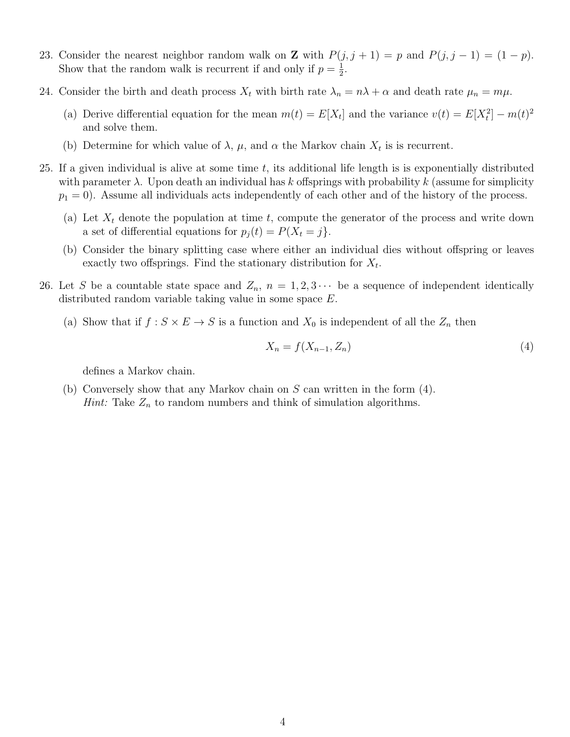23. Consider the nearest neighbor random walk on $\mathbf{Z}$ with $P(j, j+1) = p$ and $P(j, j-1) = (1-p)$. Show that the random walk is recurrent if and only if $p = \frac{1}{2}$.

24. Consider the birth and death process $X_t$ with birth rate $\lambda_n = n\lambda + \alpha$ and death rate $\mu_n = m\mu$.

    (a) Derive differential equation for the mean $m(t) = E[X_t]$ and the variance $v(t) = E[X_t^2] - m(t)^2$ and solve them.

    (b) Determine for which value of $\lambda$, $\mu$, and $\alpha$ the Markov chain $X_t$ is is recurrent.

25. If a given individual is alive at some time $t$, its additional life length is is exponentially distributed with parameter $\lambda$. Upon death an individual has $k$ offsprings with probability $k$ (assume for simplicity $p_1 = 0$). Assume all individuals acts independently of each other and of the history of the process.

    (a) Let $X_t$ denote the population at time $t$, compute the generator of the process and write down a set of differential equations for $p_j(t) = P(X_t = j\}$.

    (b) Consider the binary splitting case where either an individual dies without offspring or leaves exactly two offsprings. Find the stationary distribution for $X_t$.

26. Let $S$ be a countable state space and $Z_n$, $n = 1, 2, 3 \cdots$ be a sequence of independent identically distributed random variable taking value in some space $E$.

    (a) Show that if $f : S \times E \to S$ is a function and $X_0$ is independent of all the $Z_n$ then

    $$X_n = f(X_{n-1}, Z_n) \tag{4}$$

    defines a Markov chain.

    (b) Conversely show that any Markov chain on $S$ can written in the form (4).
    *Hint:* Take $Z_n$ to random numbers and think of simulation algorithms.